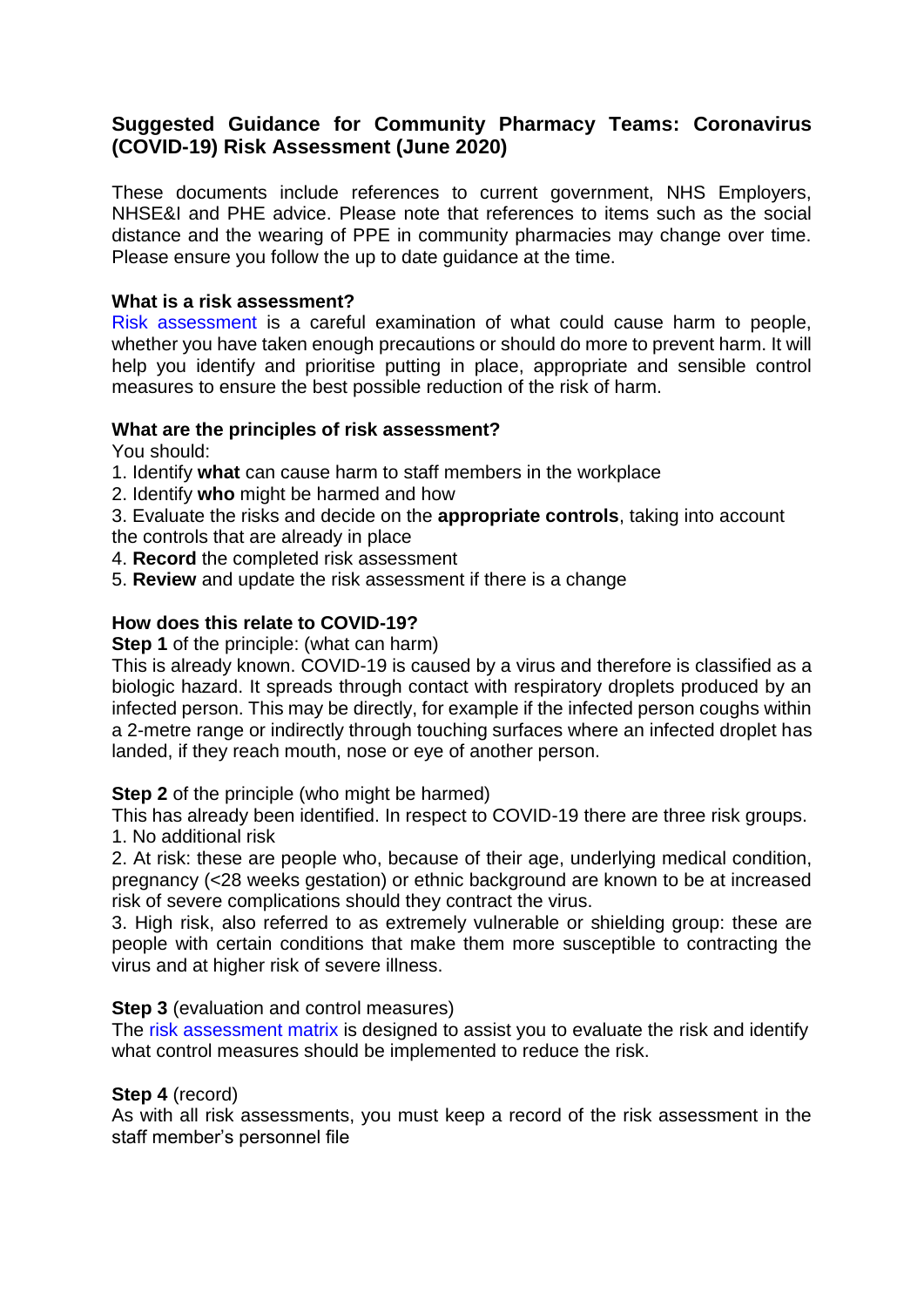# Suggested Guidance for Community Pharmacy Teams: Coronavirus (COVID-19) Risk Assessment (June 2020)

These documents include references to current government, NHS Employers, NHSE&I and PHE advice. Please note that references to items such as the social distance and the wearing of PPE in community pharmacies may change over time. Please ensure you follow the up to date guidance at the time.

**What is a risk assessment?**

Risk assessment is a careful examination of what could cause harm to people, whether you have taken enough precautions or should do more to prevent harm. It will help you identify and prioritise putting in place, appropriate and sensible control measures to ensure the best possible reduction of the risk of harm.

**What are the principles of risk assessment?**

You should:

1. Identify **what** can cause harm to staff members in the workplace
2. Identify **who** might be harmed and how
3. Evaluate the risks and decide on the **appropriate controls**, taking into account the controls that are already in place
4. **Record** the completed risk assessment
5. **Review** and update the risk assessment if there is a change

**How does this relate to COVID-19?**

**Step 1** of the principle: (what can harm)

This is already known. COVID-19 is caused by a virus and therefore is classified as a biologic hazard. It spreads through contact with respiratory droplets produced by an infected person. This may be directly, for example if the infected person coughs within a 2-metre range or indirectly through touching surfaces where an infected droplet has landed, if they reach mouth, nose or eye of another person.

**Step 2** of the principle (who might be harmed)

This has already been identified. In respect to COVID-19 there are three risk groups.

1. No additional risk
2. At risk: these are people who, because of their age, underlying medical condition, pregnancy (<28 weeks gestation) or ethnic background are known to be at increased risk of severe complications should they contract the virus.
3. High risk, also referred to as extremely vulnerable or shielding group: these are people with certain conditions that make them more susceptible to contracting the virus and at higher risk of severe illness.

**Step 3** (evaluation and control measures)

The risk assessment matrix is designed to assist you to evaluate the risk and identify what control measures should be implemented to reduce the risk.

**Step 4** (record)

As with all risk assessments, you must keep a record of the risk assessment in the staff member's personnel file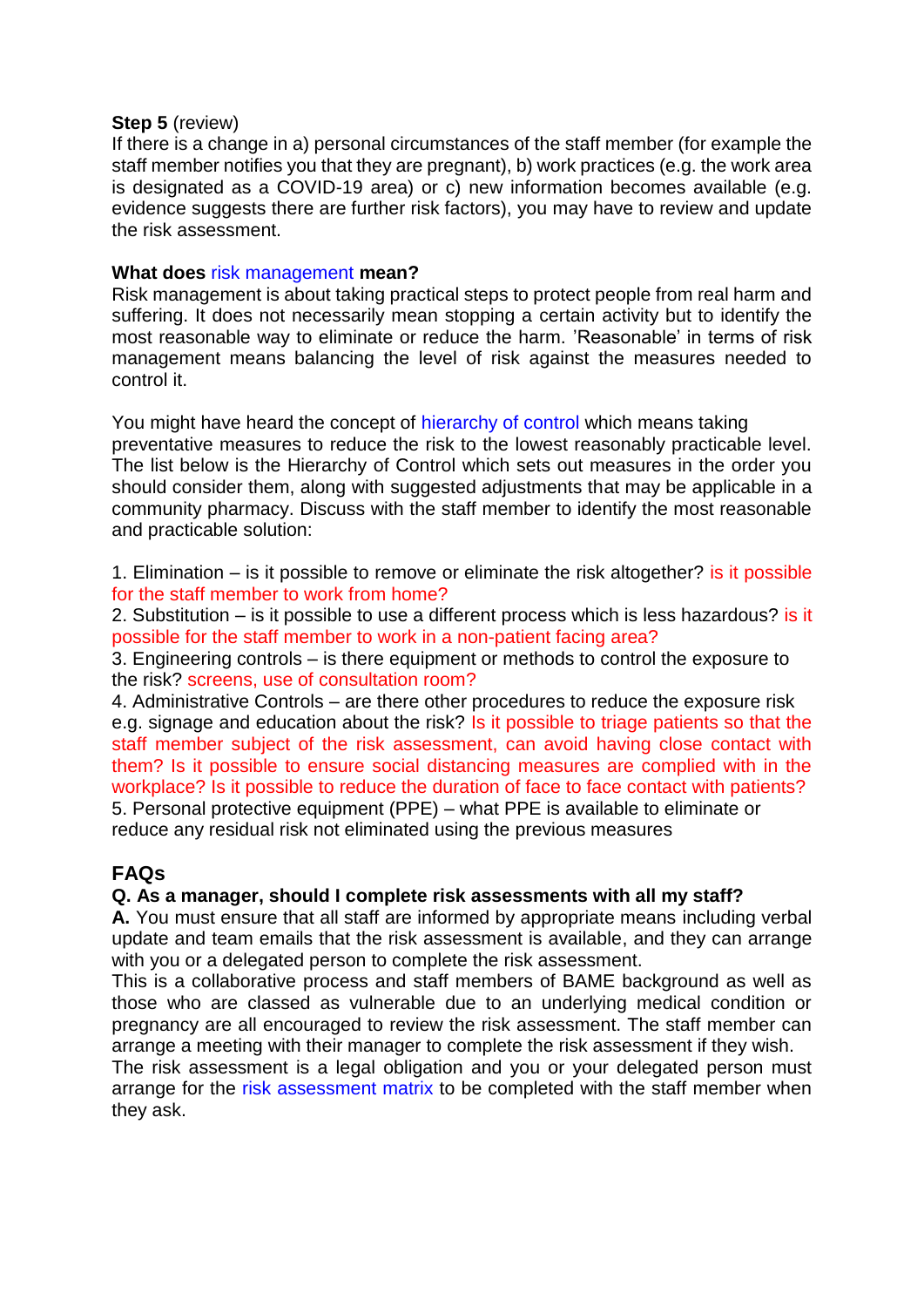**Step 5** (review)
If there is a change in a) personal circumstances of the staff member (for example the staff member notifies you that they are pregnant), b) work practices (e.g. the work area is designated as a COVID-19 area) or c) new information becomes available (e.g. evidence suggests there are further risk factors), you may have to review and update the risk assessment.

**What does risk management mean?**
Risk management is about taking practical steps to protect people from real harm and suffering. It does not necessarily mean stopping a certain activity but to identify the most reasonable way to eliminate or reduce the harm. 'Reasonable' in terms of risk management means balancing the level of risk against the measures needed to control it.

You might have heard the concept of hierarchy of control which means taking preventative measures to reduce the risk to the lowest reasonably practicable level. The list below is the Hierarchy of Control which sets out measures in the order you should consider them, along with suggested adjustments that may be applicable in a community pharmacy. Discuss with the staff member to identify the most reasonable and practicable solution:

1. Elimination – is it possible to remove or eliminate the risk altogether? is it possible for the staff member to work from home?
2. Substitution – is it possible to use a different process which is less hazardous? is it possible for the staff member to work in a non-patient facing area?
3. Engineering controls – is there equipment or methods to control the exposure to the risk? screens, use of consultation room?
4. Administrative Controls – are there other procedures to reduce the exposure risk e.g. signage and education about the risk? Is it possible to triage patients so that the staff member subject of the risk assessment, can avoid having close contact with them? Is it possible to ensure social distancing measures are complied with in the workplace? Is it possible to reduce the duration of face to face contact with patients?
5. Personal protective equipment (PPE) – what PPE is available to eliminate or reduce any residual risk not eliminated using the previous measures

## FAQs

**Q. As a manager, should I complete risk assessments with all my staff?**
**A.** You must ensure that all staff are informed by appropriate means including verbal update and team emails that the risk assessment is available, and they can arrange with you or a delegated person to complete the risk assessment.
This is a collaborative process and staff members of BAME background as well as those who are classed as vulnerable due to an underlying medical condition or pregnancy are all encouraged to review the risk assessment. The staff member can arrange a meeting with their manager to complete the risk assessment if they wish.
The risk assessment is a legal obligation and you or your delegated person must arrange for the risk assessment matrix to be completed with the staff member when they ask.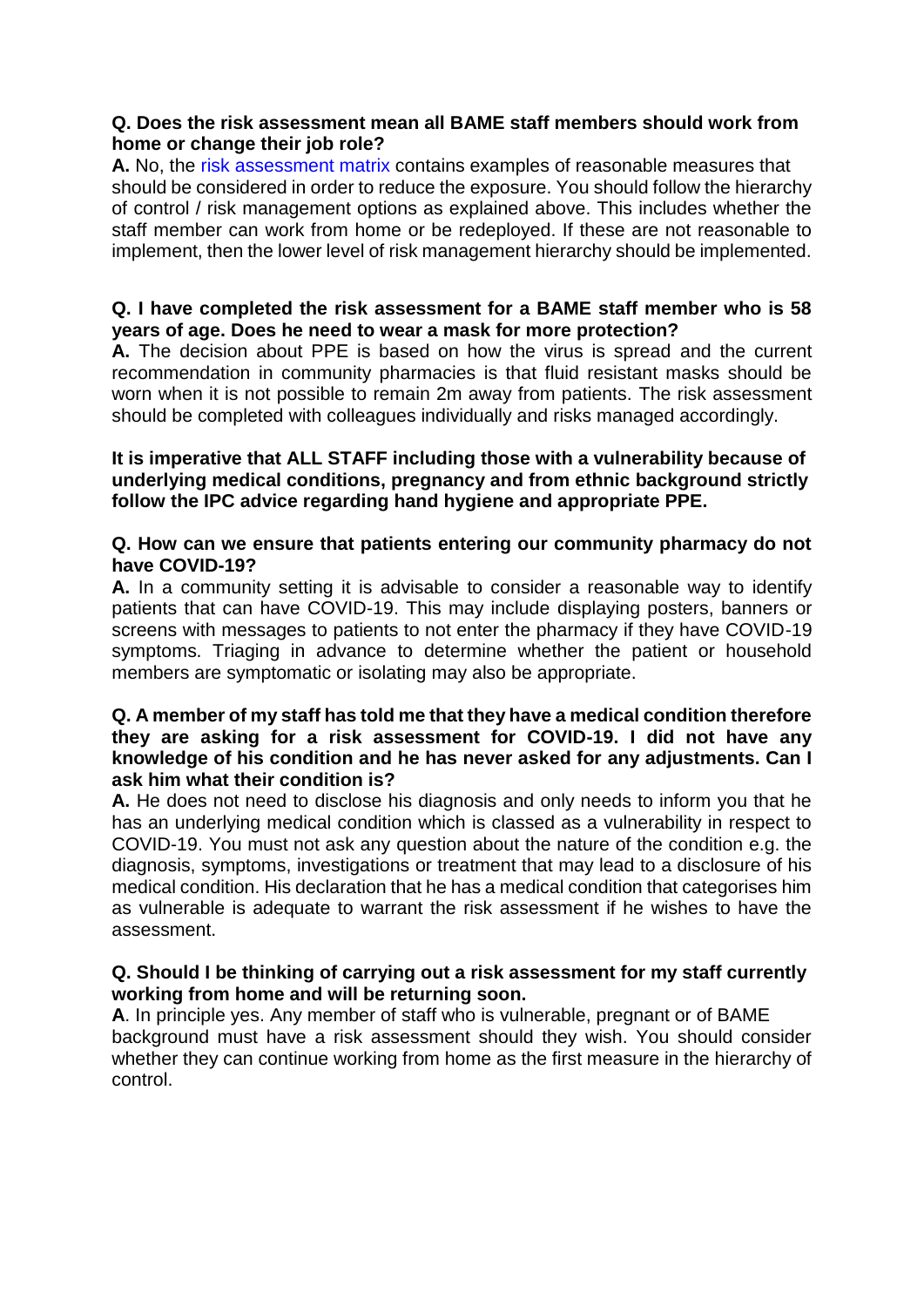**Q. Does the risk assessment mean all BAME staff members should work from home or change their job role?**

**A.** No, the risk assessment matrix contains examples of reasonable measures that should be considered in order to reduce the exposure. You should follow the hierarchy of control / risk management options as explained above. This includes whether the staff member can work from home or be redeployed. If these are not reasonable to implement, then the lower level of risk management hierarchy should be implemented.

**Q. I have completed the risk assessment for a BAME staff member who is 58 years of age. Does he need to wear a mask for more protection?**

**A.** The decision about PPE is based on how the virus is spread and the current recommendation in community pharmacies is that fluid resistant masks should be worn when it is not possible to remain 2m away from patients. The risk assessment should be completed with colleagues individually and risks managed accordingly.

**It is imperative that ALL STAFF including those with a vulnerability because of underlying medical conditions, pregnancy and from ethnic background strictly follow the IPC advice regarding hand hygiene and appropriate PPE.**

**Q. How can we ensure that patients entering our community pharmacy do not have COVID-19?**

**A.** In a community setting it is advisable to consider a reasonable way to identify patients that can have COVID-19. This may include displaying posters, banners or screens with messages to patients to not enter the pharmacy if they have COVID-19 symptoms. Triaging in advance to determine whether the patient or household members are symptomatic or isolating may also be appropriate.

**Q. A member of my staff has told me that they have a medical condition therefore they are asking for a risk assessment for COVID-19. I did not have any knowledge of his condition and he has never asked for any adjustments. Can I ask him what their condition is?**

**A.** He does not need to disclose his diagnosis and only needs to inform you that he has an underlying medical condition which is classed as a vulnerability in respect to COVID-19. You must not ask any question about the nature of the condition e.g. the diagnosis, symptoms, investigations or treatment that may lead to a disclosure of his medical condition. His declaration that he has a medical condition that categorises him as vulnerable is adequate to warrant the risk assessment if he wishes to have the assessment.

**Q. Should I be thinking of carrying out a risk assessment for my staff currently working from home and will be returning soon.**

**A**. In principle yes. Any member of staff who is vulnerable, pregnant or of BAME background must have a risk assessment should they wish. You should consider whether they can continue working from home as the first measure in the hierarchy of control.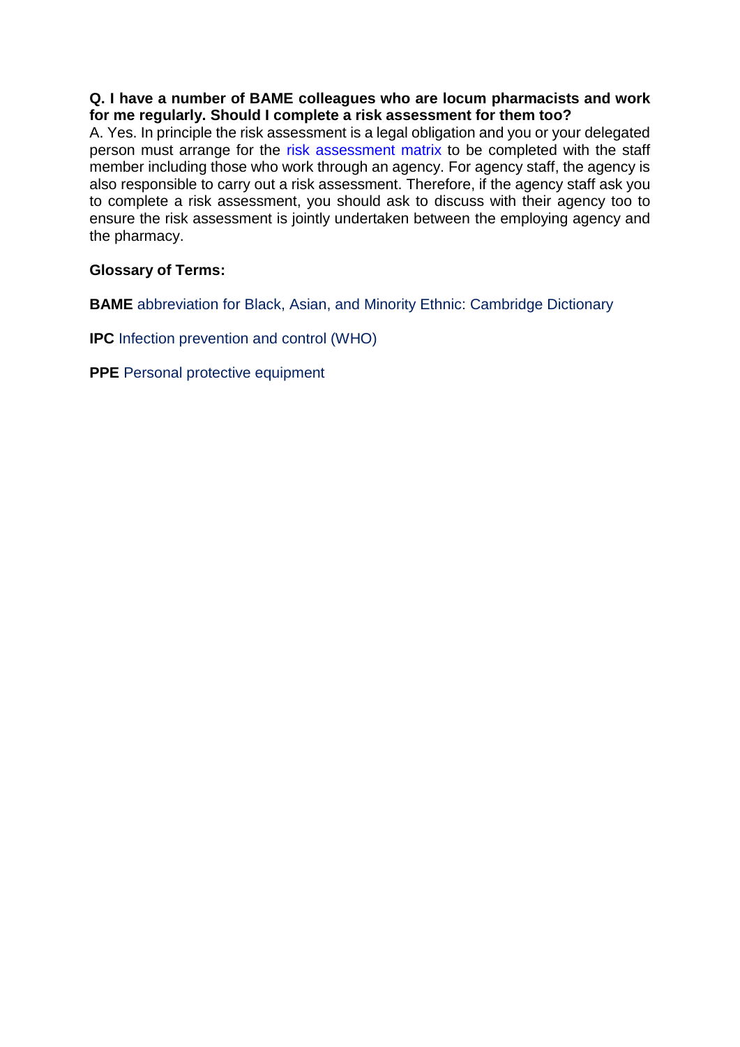**Q. I have a number of BAME colleagues who are locum pharmacists and work for me regularly. Should I complete a risk assessment for them too?**

A. Yes. In principle the risk assessment is a legal obligation and you or your delegated person must arrange for the risk assessment matrix to be completed with the staff member including those who work through an agency. For agency staff, the agency is also responsible to carry out a risk assessment. Therefore, if the agency staff ask you to complete a risk assessment, you should ask to discuss with their agency too to ensure the risk assessment is jointly undertaken between the employing agency and the pharmacy.

**Glossary of Terms:**

**BAME** abbreviation for Black, Asian, and Minority Ethnic: Cambridge Dictionary

**IPC** Infection prevention and control (WHO)

**PPE** Personal protective equipment